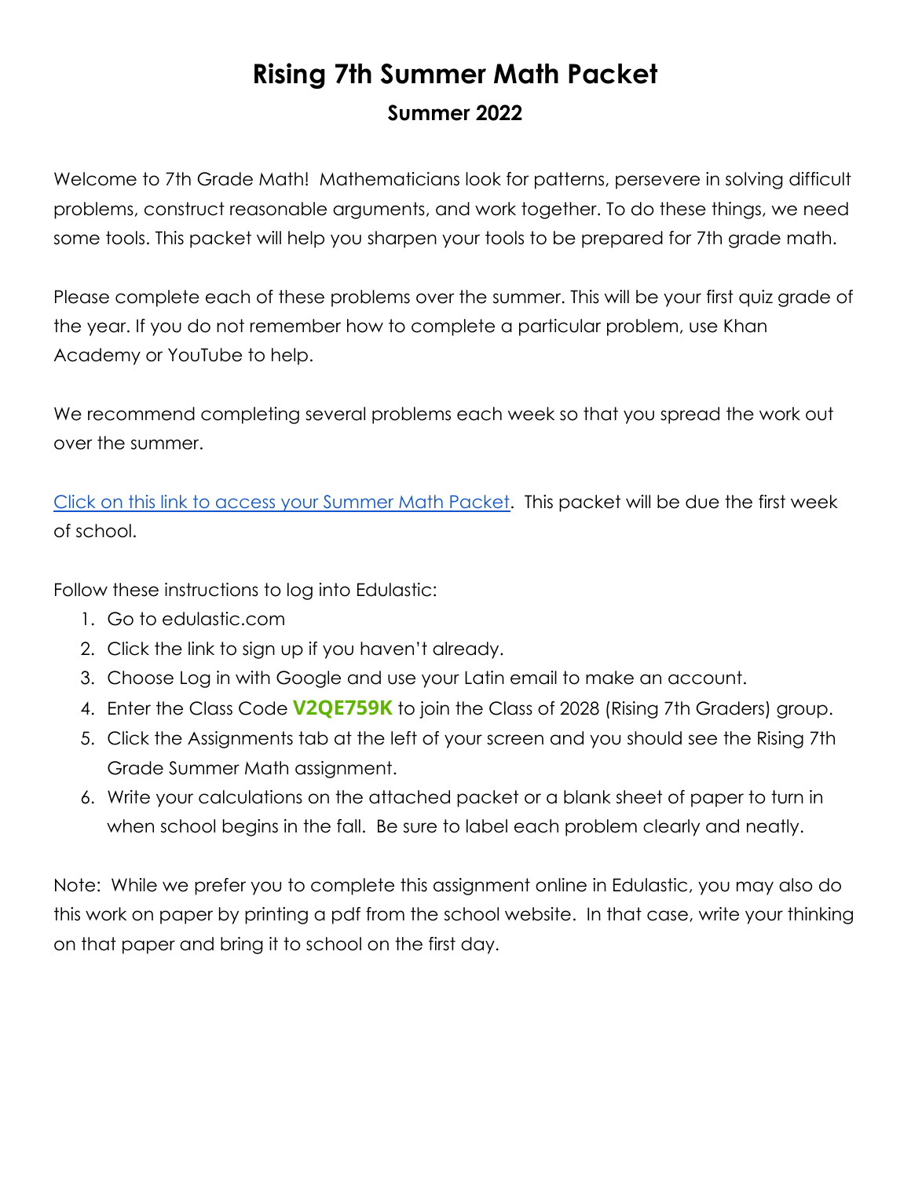# Rising 7th Summer Math Packet

## Summer 2022

Welcome to 7th Grade Math! Mathematicians look for patterns, persevere in solving difficult problems, construct reasonable arguments, and work together. To do these things, we need some tools. This packet will help you sharpen your tools to be prepared for 7th grade math.

Please complete each of these problems over the summer. This will be your first quiz grade of the year. If you do not remember how to complete a particular problem, use Khan Academy or YouTube to help.

We recommend completing several problems each week so that you spread the work out over the summer.

Click on this link to access your Summer Math Packet. This packet will be due the first week of school.

Follow these instructions to log into Edulastic:

1. Go to edulastic.com
2. Click the link to sign up if you haven't already.
3. Choose Log in with Google and use your Latin email to make an account.
4. Enter the Class Code **V2QE759K** to join the Class of 2028 (Rising 7th Graders) group.
5. Click the Assignments tab at the left of your screen and you should see the Rising 7th Grade Summer Math assignment.
6. Write your calculations on the attached packet or a blank sheet of paper to turn in when school begins in the fall. Be sure to label each problem clearly and neatly.

Note: While we prefer you to complete this assignment online in Edulastic, you may also do this work on paper by printing a pdf from the school website. In that case, write your thinking on that paper and bring it to school on the first day.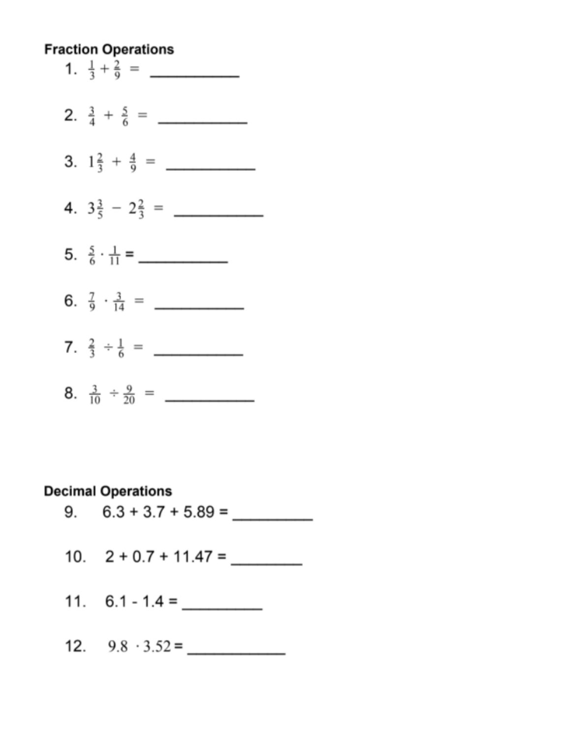**Fraction Operations**

1. $\frac{1}{3} + \frac{2}{9} =$ \_\_\_\_\_\_\_\_\_\_

2. $\frac{3}{4} + \frac{5}{6} =$ \_\_\_\_\_\_\_\_\_\_

3. $1\frac{2}{3} + \frac{4}{9} =$ \_\_\_\_\_\_\_\_\_\_

4. $3\frac{3}{5} - 2\frac{2}{3} =$ \_\_\_\_\_\_\_\_\_\_

5. $\frac{5}{6} \cdot \frac{1}{11} =$ \_\_\_\_\_\_\_\_\_\_

6. $\frac{7}{9} \cdot \frac{3}{14} =$ \_\_\_\_\_\_\_\_\_\_

7. $\frac{2}{3} \div \frac{1}{6} =$ \_\_\_\_\_\_\_\_\_\_

8. $\frac{3}{10} \div \frac{9}{20} =$ \_\_\_\_\_\_\_\_\_\_

**Decimal Operations**

9. $6.3 + 3.7 + 5.89 =$ \_\_\_\_\_\_\_\_\_\_

10. $2 + 0.7 + 11.47 =$ \_\_\_\_\_\_\_\_\_\_

11. $6.1 - 1.4 =$ \_\_\_\_\_\_\_\_\_\_

12. $9.8 \cdot 3.52 =$ \_\_\_\_\_\_\_\_\_\_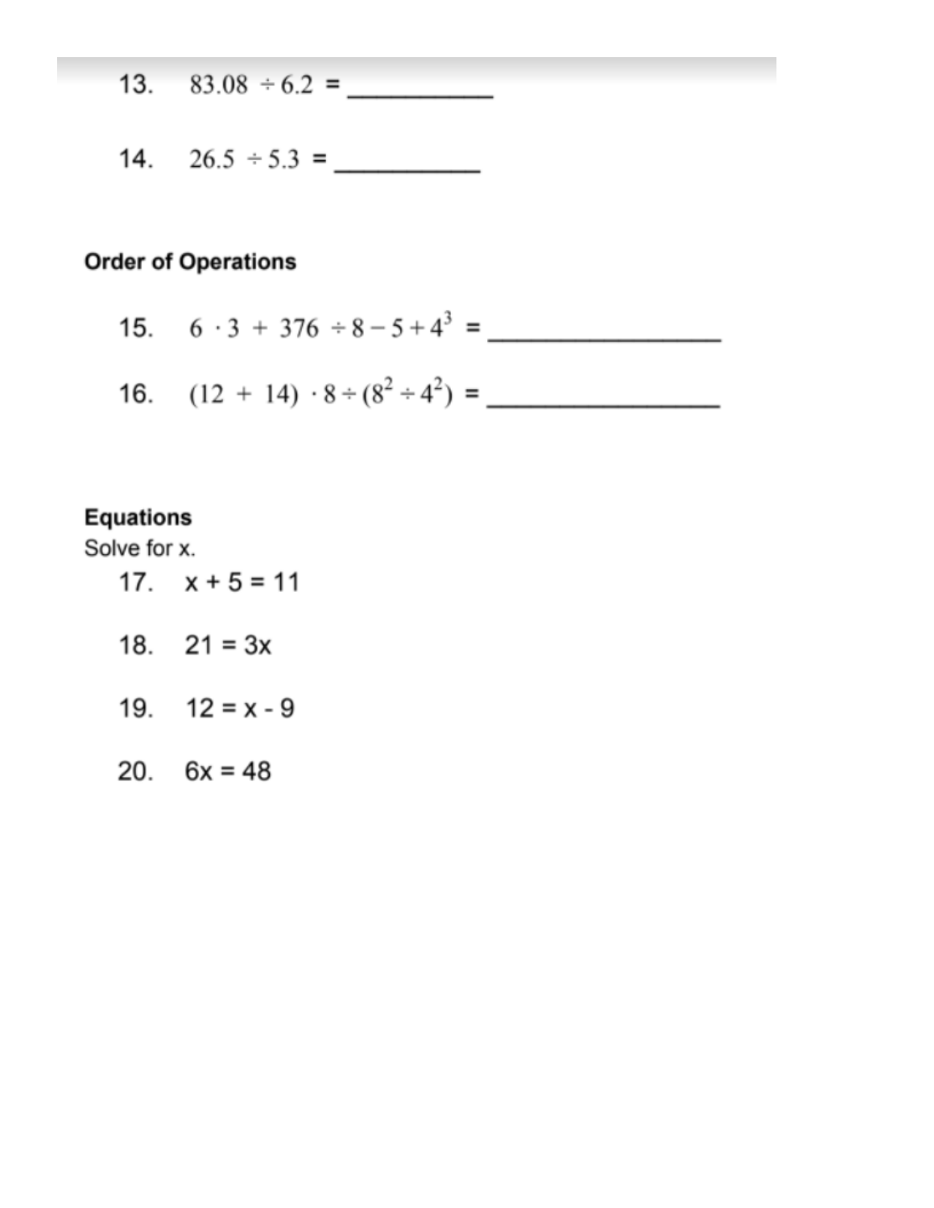13. $83.08 \div 6.2 =$ ___________

14. $26.5 \div 5.3 =$ ___________

**Order of Operations**

15. $6 \cdot 3 + 376 \div 8 - 5 + 4^3 =$ ___________________

16. $(12 + 14) \cdot 8 \div (8^2 \div 4^2) =$ ___________________

**Equations**

Solve for x.

17. $x + 5 = 11$

18. $21 = 3x$

19. $12 = x - 9$

20. $6x = 48$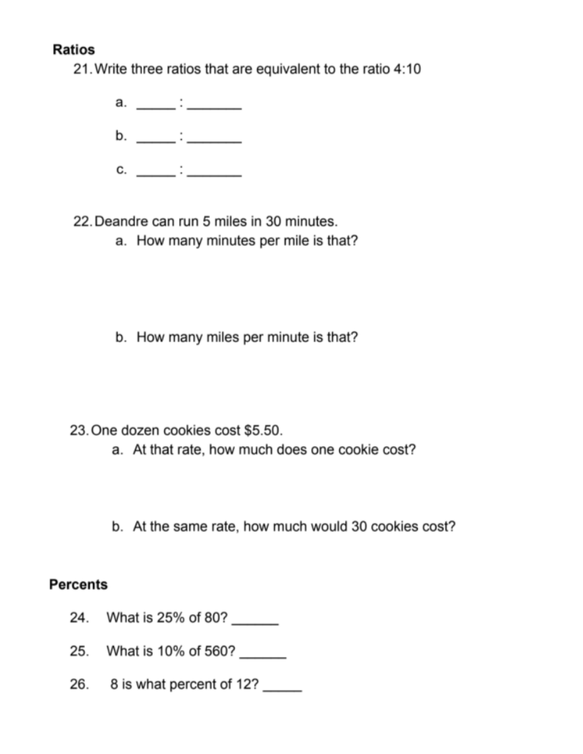## Ratios

21. Write three ratios that are equivalent to the ratio 4:10

    a. ______:_______

    b. ______:_______

    c. ______:_______

22. Deandre can run 5 miles in 30 minutes.

    a. How many minutes per mile is that?

    b. How many miles per minute is that?

23. One dozen cookies cost $5.50.

    a. At that rate, how much does one cookie cost?

    b. At the same rate, how much would 30 cookies cost?

## Percents

24. What is 25% of 80? ______

25. What is 10% of 560? ______

26. 8 is what percent of 12? _____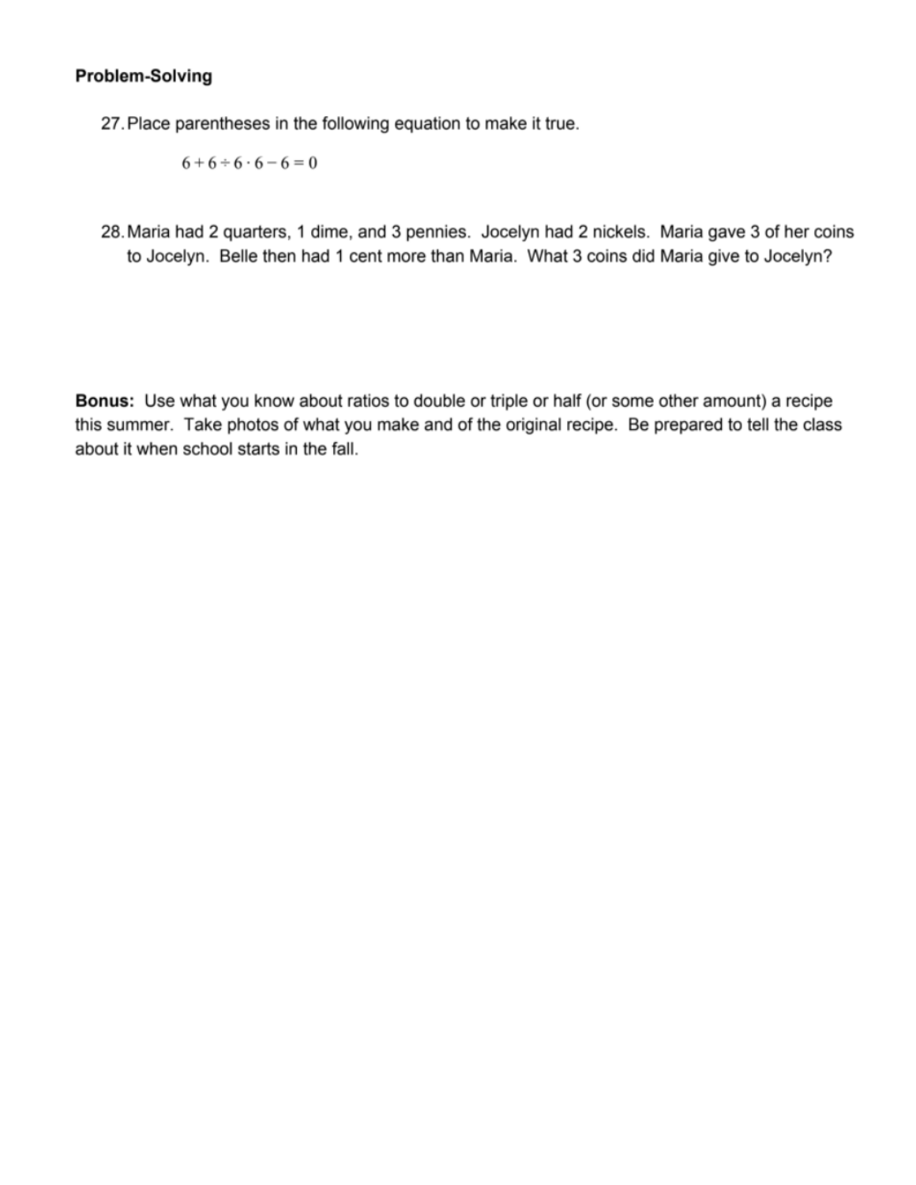**Problem-Solving**

27. Place parentheses in the following equation to make it true.

$$6+6\div6\cdot6-6=0$$

28. Maria had 2 quarters, 1 dime, and 3 pennies. Jocelyn had 2 nickels. Maria gave 3 of her coins to Jocelyn. Belle then had 1 cent more than Maria. What 3 coins did Maria give to Jocelyn?

**Bonus:** Use what you know about ratios to double or triple or half (or some other amount) a recipe this summer. Take photos of what you make and of the original recipe. Be prepared to tell the class about it when school starts in the fall.